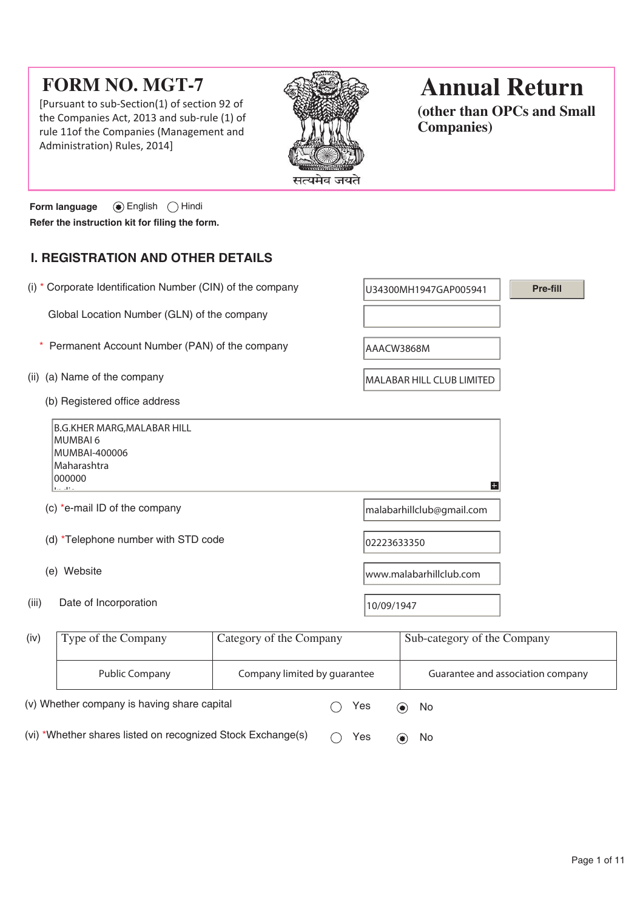# FORM NO. MGT-7

[Pursuant to sub-Section(1) of section 92 of the Companies Act, 2013 and sub-rule (1) of rule 11of the Companies (Management and Administration) Rules, 2014]

सत्यमेव जयते

# Annual Return

**(other than OPCs and Small Companies)**

**Form language** (●) English ( ) Hindi

**Refer the instruction kit for filing the form.**

## I. REGISTRATION AND OTHER DETAILS

(i) * Corporate Identification Number (CIN) of the company: U34300MH1947GAP005941 [Pre-fill]

Global Location Number (GLN) of the company:

\* Permanent Account Number (PAN) of the company: AACW3868M

(ii) (a) Name of the company: MALABAR HILL CLUB LIMITED

(b) Registered office address

B.G.KHER MARG,MALABAR HILL
MUMBAI 6
MUMBAI-400006
Maharashtra
000000

(c) *e-mail ID of the company: malabarhillclub@gmail.com

(d) *Telephone number with STD code: 02223633350

(e) Website: www.malabarhillclub.com

(iii) Date of Incorporation: 10/09/1947

(iv)

| Type of the Company | Category of the Company | Sub-category of the Company |
|---|---|---|
| Public Company | Company limited by guarantee | Guarantee and association company |

(v) Whether company is having share capital ( ) Yes (●) No

(vi) *Whether shares listed on recognized Stock Exchange(s) ( ) Yes (●) No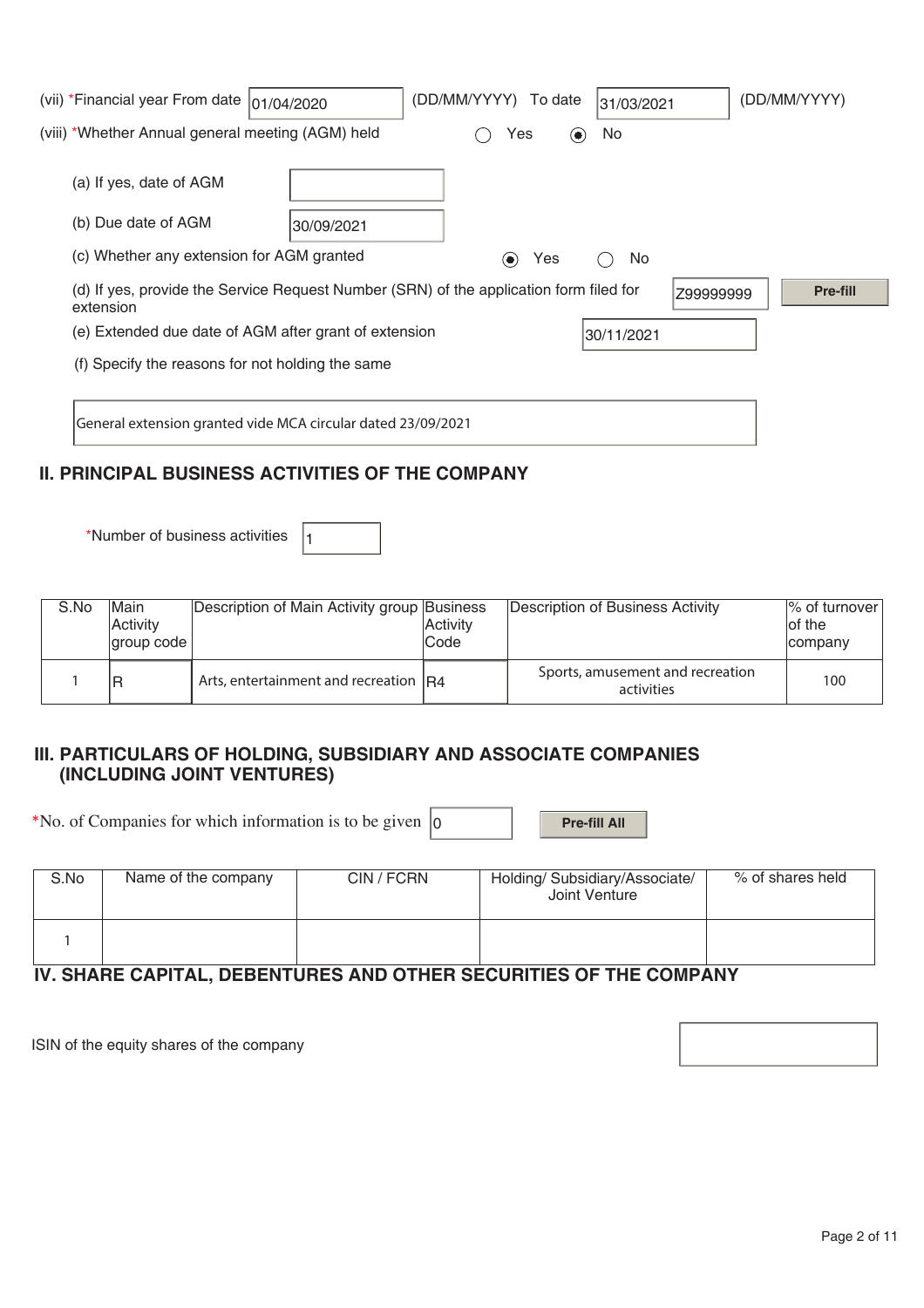(vii) *Financial year From date 01/04/2020 (DD/MM/YYYY) To date 31/03/2021 (DD/MM/YYYY)

(viii) *Whether Annual general meeting (AGM) held ◯ Yes ◉ No

(a) If yes, date of AGM

(b) Due date of AGM 30/09/2021

(c) Whether any extension for AGM granted ◉ Yes ◯ No

(d) If yes, provide the Service Request Number (SRN) of the application form filed for extension Z99999999 Pre-fill

(e) Extended due date of AGM after grant of extension 30/11/2021

(f) Specify the reasons for not holding the same

General extension granted vide MCA circular dated 23/09/2021

## II. PRINCIPAL BUSINESS ACTIVITIES OF THE COMPANY

*Number of business activities 1

| S.No | Main Activity group code | Description of Main Activity group | Business Activity Code | Description of Business Activity | % of turnover of the company |
|---|---|---|---|---|---|
| 1 | R | Arts, entertainment and recreation | R4 | Sports, amusement and recreation activities | 100 |

## III. PARTICULARS OF HOLDING, SUBSIDIARY AND ASSOCIATE COMPANIES (INCLUDING JOINT VENTURES)

*No. of Companies for which information is to be given 0 Pre-fill All

| S.No | Name of the company | CIN / FCRN | Holding/ Subsidiary/Associate/ Joint Venture | % of shares held |
|---|---|---|---|---|
| 1 | | | | |

## IV. SHARE CAPITAL, DEBENTURES AND OTHER SECURITIES OF THE COMPANY

ISIN of the equity shares of the company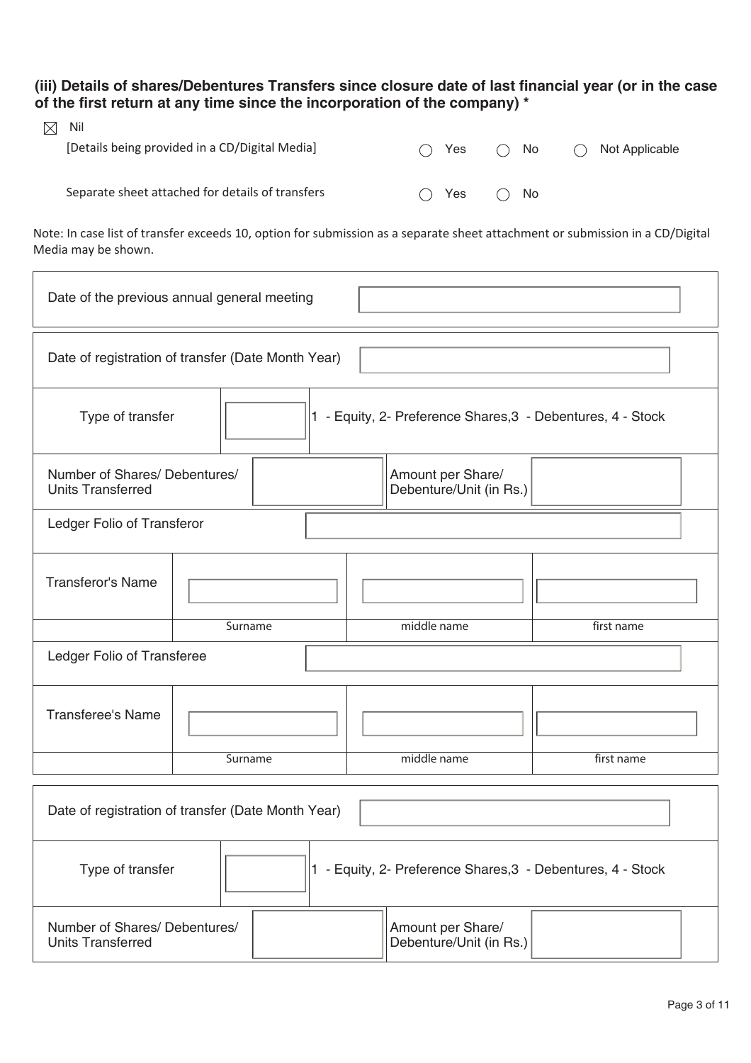### (iii) Details of shares/Debentures Transfers since closure date of last financial year (or in the case of the first return at any time since the incorporation of the company) *

☒ Nil

[Details being provided in a CD/Digital Media] ○ Yes ○ No ○ Not Applicable

Separate sheet attached for details of transfers ○ Yes ○ No

Note: In case list of transfer exceeds 10, option for submission as a separate sheet attachment or submission in a CD/Digital Media may be shown.

| Date of the previous annual general meeting | |
|---|---|

| Date of registration of transfer (Date Month Year) | | | |
|---|---|---|---|
| Type of transfer | | 1 - Equity, 2- Preference Shares,3 - Debentures, 4 - Stock | |
| Number of Shares/ Debentures/ Units Transferred | | Amount per Share/ Debenture/Unit (in Rs.) | |
| Ledger Folio of Transferor | | | |
| Transferor's Name | | | |
| | Surname | middle name | first name |
| Ledger Folio of Transferee | | | |
| Transferee's Name | | | |
| | Surname | middle name | first name |

| Date of registration of transfer (Date Month Year) | | | |
|---|---|---|---|
| Type of transfer | | 1 - Equity, 2- Preference Shares,3 - Debentures, 4 - Stock | |
| Number of Shares/ Debentures/ Units Transferred | | Amount per Share/ Debenture/Unit (in Rs.) | |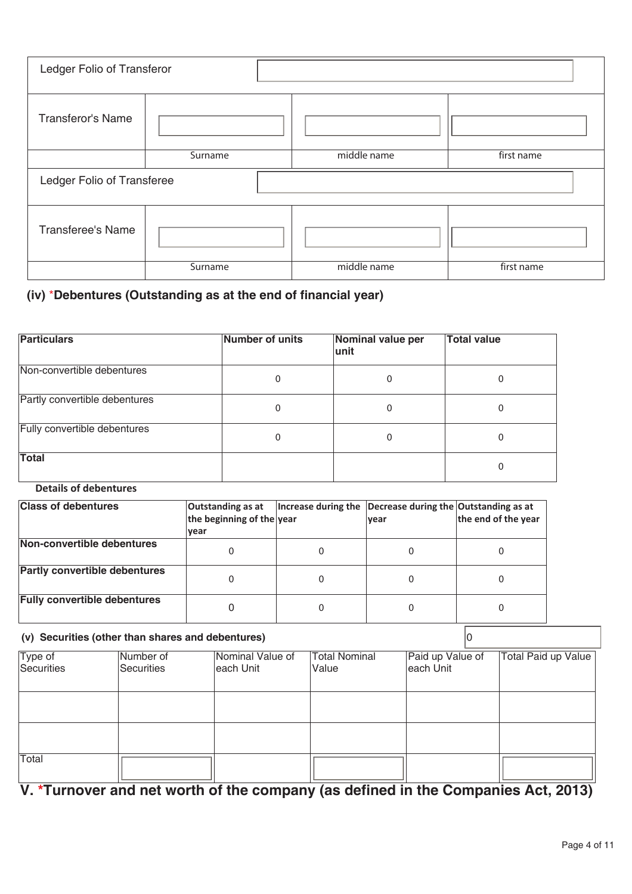| Ledger Folio of Transferor | | | |
|---|---|---|---|
| Transferor's Name | | | |
| | Surname | middle name | first name |
| Ledger Folio of Transferee | | | |
| Transferee's Name | | | |
| | Surname | middle name | first name |

### (iv) *Debentures (Outstanding as at the end of financial year)

| Particulars | Number of units | Nominal value per unit | Total value |
|---|---|---|---|
| Non-convertible debentures | 0 | 0 | 0 |
| Partly convertible debentures | 0 | 0 | 0 |
| Fully convertible debentures | 0 | 0 | 0 |
| **Total** | | | 0 |

**Details of debentures**

| Class of debentures | Outstanding as at the beginning of the year | Increase during the year | Decrease during the year | Outstanding as at the end of the year |
|---|---|---|---|---|
| **Non-convertible debentures** | 0 | 0 | 0 | 0 |
| **Partly convertible debentures** | 0 | 0 | 0 | 0 |
| **Fully convertible debentures** | 0 | 0 | 0 | 0 |

### (v) Securities (other than shares and debentures) 0

| Type of Securities | Number of Securities | Nominal Value of each Unit | Total Nominal Value | Paid up Value of each Unit | Total Paid up Value |
|---|---|---|---|---|---|
| | | | | | |
| | | | | | |
| Total | | | | | |

## V. *Turnover and net worth of the company (as defined in the Companies Act, 2013)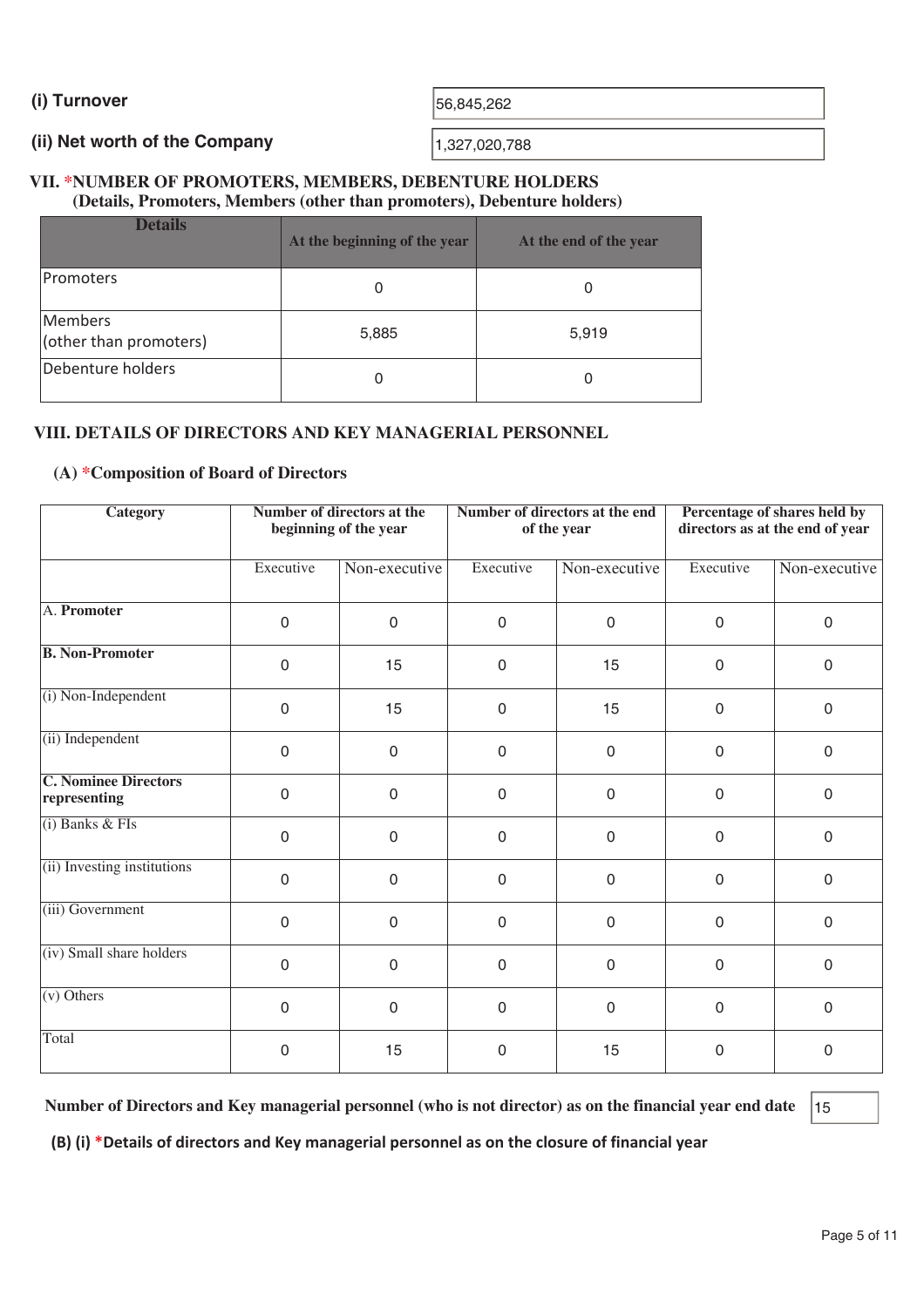**(i) Turnover** 56,845,262

**(ii) Net worth of the Company** 1,327,020,788

### VII. *NUMBER OF PROMOTERS, MEMBERS, DEBENTURE HOLDERS

**(Details, Promoters, Members (other than promoters), Debenture holders)**

| Details | At the beginning of the year | At the end of the year |
|---|---|---|
| Promoters | 0 | 0 |
| Members (other than promoters) | 5,885 | 5,919 |
| Debenture holders | 0 | 0 |

### VIII. DETAILS OF DIRECTORS AND KEY MANAGERIAL PERSONNEL

#### (A) *Composition of Board of Directors

| Category | Number of directors at the beginning of the year | | Number of directors at the end of the year | | Percentage of shares held by directors as at the end of year | |
|---|---|---|---|---|---|---|
| | Executive | Non-executive | Executive | Non-executive | Executive | Non-executive |
| A. **Promoter** | 0 | 0 | 0 | 0 | 0 | 0 |
| **B. Non-Promoter** | 0 | 15 | 0 | 15 | 0 | 0 |
| (i) Non-Independent | 0 | 15 | 0 | 15 | 0 | 0 |
| (ii) Independent | 0 | 0 | 0 | 0 | 0 | 0 |
| **C. Nominee Directors representing** | 0 | 0 | 0 | 0 | 0 | 0 |
| (i) Banks & FIs | 0 | 0 | 0 | 0 | 0 | 0 |
| (ii) Investing institutions | 0 | 0 | 0 | 0 | 0 | 0 |
| (iii) Government | 0 | 0 | 0 | 0 | 0 | 0 |
| (iv) Small share holders | 0 | 0 | 0 | 0 | 0 | 0 |
| (v) Others | 0 | 0 | 0 | 0 | 0 | 0 |
| Total | 0 | 15 | 0 | 15 | 0 | 0 |

**Number of Directors and Key managerial personnel (who is not director) as on the financial year end date** 15

**(B) (i) *Details of directors and Key managerial personnel as on the closure of financial year**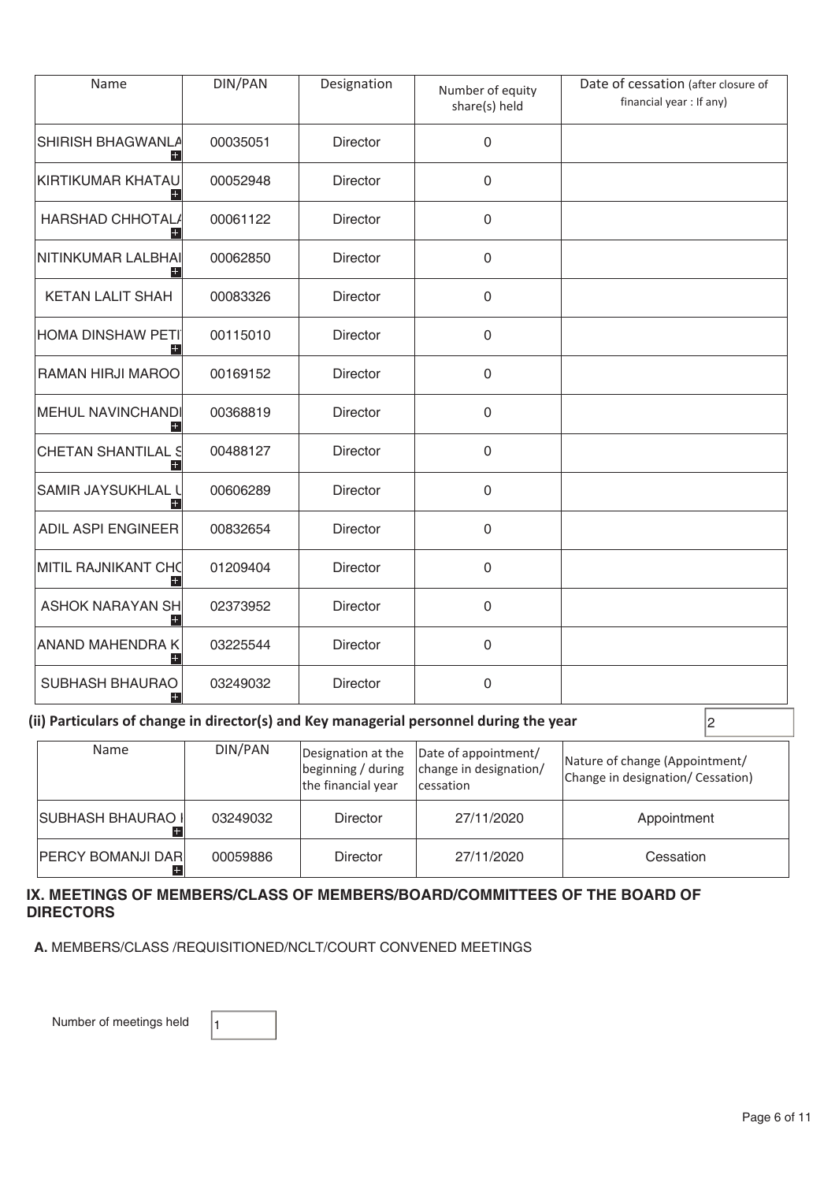| Name | DIN/PAN | Designation | Number of equity share(s) held | Date of cessation (after closure of financial year : If any) |
|---|---|---|---|---|
| SHIRISH BHAGWANLA | 00035051 | Director | 0 | |
| KIRTIKUMAR KHATAU | 00052948 | Director | 0 | |
| HARSHAD CHHOTALA | 00061122 | Director | 0 | |
| NITINKUMAR LALBHAI | 00062850 | Director | 0 | |
| KETAN LALIT SHAH | 00083326 | Director | 0 | |
| HOMA DINSHAW PETI | 00115010 | Director | 0 | |
| RAMAN HIRJI MAROO | 00169152 | Director | 0 | |
| MEHUL NAVINCHANDI | 00368819 | Director | 0 | |
| CHETAN SHANTILAL S | 00488127 | Director | 0 | |
| SAMIR JAYSUKHLAL L | 00606289 | Director | 0 | |
| ADIL ASPI ENGINEER | 00832654 | Director | 0 | |
| MITIL RAJNIKANT CHO | 01209404 | Director | 0 | |
| ASHOK NARAYAN SH | 02373952 | Director | 0 | |
| ANAND MAHENDRA K | 03225544 | Director | 0 | |
| SUBHASH BHAURAO | 03249032 | Director | 0 | |

**(ii) Particulars of change in director(s) and Key managerial personnel during the year** 2

| Name | DIN/PAN | Designation at the beginning / during the financial year | Date of appointment/ change in designation/ cessation | Nature of change (Appointment/ Change in designation/ Cessation) |
|---|---|---|---|---|
| SUBHASH BHAURAO I | 03249032 | Director | 27/11/2020 | Appointment |
| PERCY BOMANJI DAR | 00059886 | Director | 27/11/2020 | Cessation |

## IX. MEETINGS OF MEMBERS/CLASS OF MEMBERS/BOARD/COMMITTEES OF THE BOARD OF DIRECTORS

**A.** MEMBERS/CLASS /REQUISITIONED/NCLT/COURT CONVENED MEETINGS

Number of meetings held 1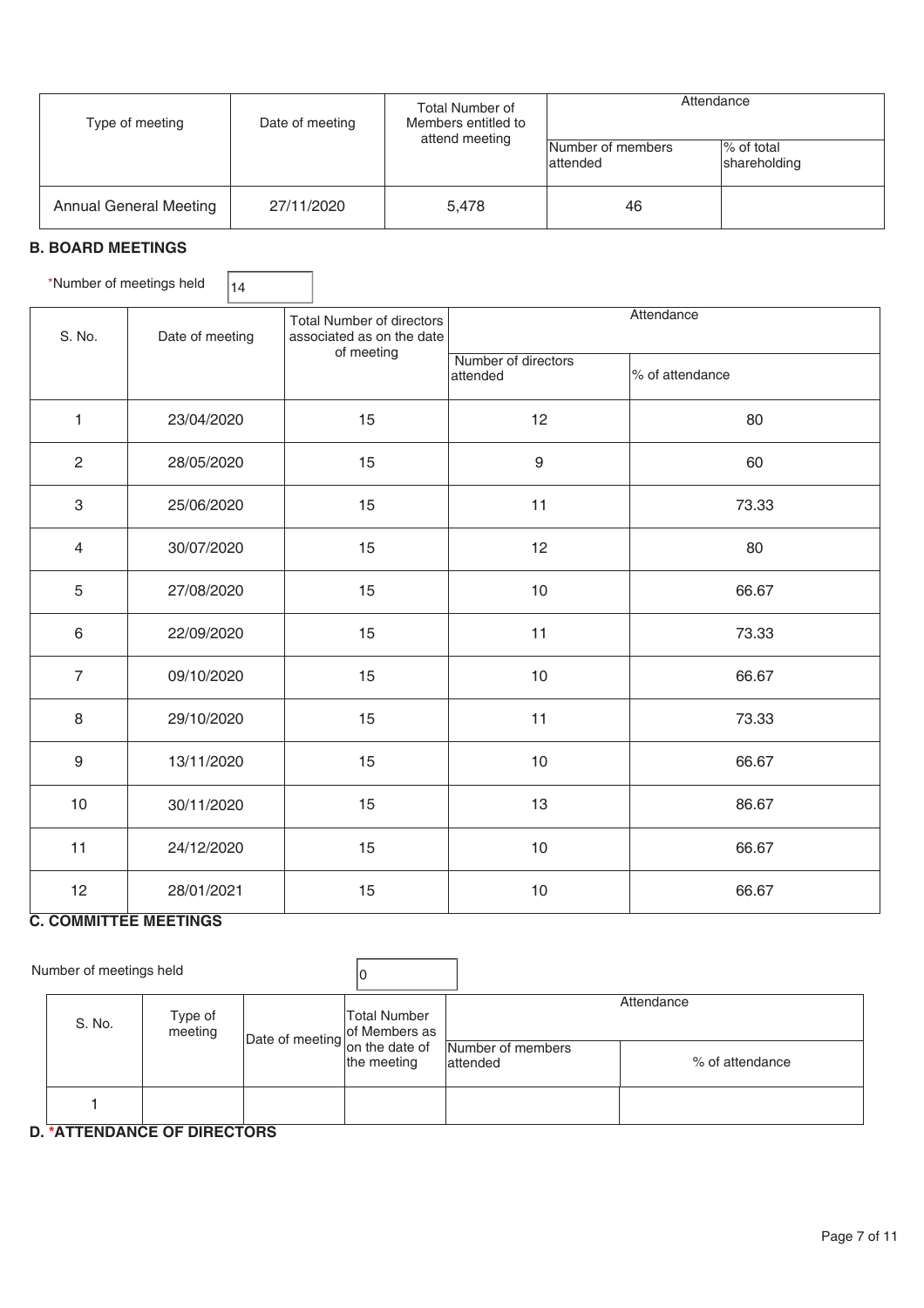| Type of meeting | Date of meeting | Total Number of Members entitled to attend meeting | Attendance | |
|---|---|---|---|---|
| | | | Number of members attended | % of total shareholding |
| Annual General Meeting | 27/11/2020 | 5,478 | 46 | |

### B. BOARD MEETINGS

*Number of meetings held 14

| S. No. | Date of meeting | Total Number of directors associated as on the date of meeting | Attendance | |
|---|---|---|---|---|
| | | | Number of directors attended | % of attendance |
| 1 | 23/04/2020 | 15 | 12 | 80 |
| 2 | 28/05/2020 | 15 | 9 | 60 |
| 3 | 25/06/2020 | 15 | 11 | 73.33 |
| 4 | 30/07/2020 | 15 | 12 | 80 |
| 5 | 27/08/2020 | 15 | 10 | 66.67 |
| 6 | 22/09/2020 | 15 | 11 | 73.33 |
| 7 | 09/10/2020 | 15 | 10 | 66.67 |
| 8 | 29/10/2020 | 15 | 11 | 73.33 |
| 9 | 13/11/2020 | 15 | 10 | 66.67 |
| 10 | 30/11/2020 | 15 | 13 | 86.67 |
| 11 | 24/12/2020 | 15 | 10 | 66.67 |
| 12 | 28/01/2021 | 15 | 10 | 66.67 |

### C. COMMITTEE MEETINGS

Number of meetings held 0

| S. No. | Type of meeting | Date of meeting | Total Number of Members as on the date of the meeting | Attendance | |
|---|---|---|---|---|---|
| | | | | Number of members attended | % of attendance |
| 1 | | | | | |

### D. *ATTENDANCE OF DIRECTORS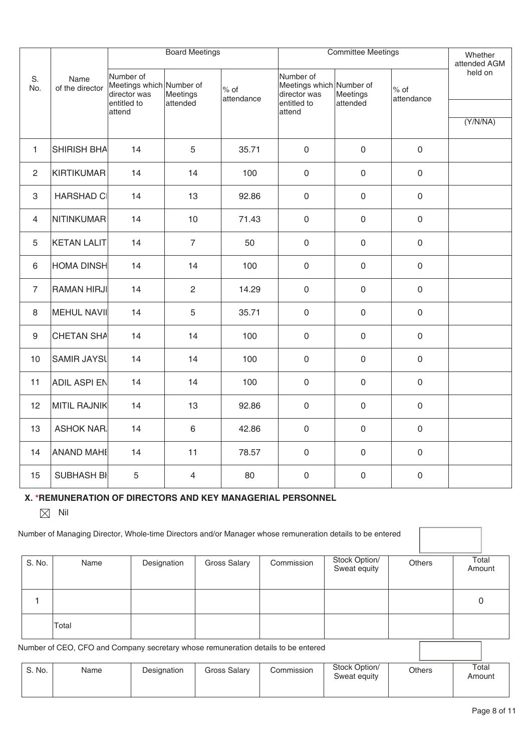| S. No. | Name of the director | Board Meetings | | | Committee Meetings | | | Whether attended AGM held on |
|---|---|---|---|---|---|---|---|---|
| | | Number of Meetings which director was entitled to attend | Number of Meetings attended | % of attendance | Number of Meetings which director was entitled to attend | Number of Meetings attended | % of attendance | (Y/N/NA) |
| 1 | SHIRISH BHA | 14 | 5 | 35.71 | 0 | 0 | 0 | |
| 2 | KIRTIKUMAR | 14 | 14 | 100 | 0 | 0 | 0 | |
| 3 | HARSHAD CI | 14 | 13 | 92.86 | 0 | 0 | 0 | |
| 4 | NITINKUMAR | 14 | 10 | 71.43 | 0 | 0 | 0 | |
| 5 | KETAN LALIT | 14 | 7 | 50 | 0 | 0 | 0 | |
| 6 | HOMA DINSH | 14 | 14 | 100 | 0 | 0 | 0 | |
| 7 | RAMAN HIRJI | 14 | 2 | 14.29 | 0 | 0 | 0 | |
| 8 | MEHUL NAVII | 14 | 5 | 35.71 | 0 | 0 | 0 | |
| 9 | CHETAN SHA | 14 | 14 | 100 | 0 | 0 | 0 | |
| 10 | SAMIR JAYSU | 14 | 14 | 100 | 0 | 0 | 0 | |
| 11 | ADIL ASPI EN | 14 | 14 | 100 | 0 | 0 | 0 | |
| 12 | MITIL RAJNIK | 14 | 13 | 92.86 | 0 | 0 | 0 | |
| 13 | ASHOK NAR | 14 | 6 | 42.86 | 0 | 0 | 0 | |
| 14 | ANAND MAHE | 14 | 11 | 78.57 | 0 | 0 | 0 | |
| 15 | SUBHASH BI | 5 | 4 | 80 | 0 | 0 | 0 | |

### X. *REMUNERATION OF DIRECTORS AND KEY MANAGERIAL PERSONNEL

☒ Nil

Number of Managing Director, Whole-time Directors and/or Manager whose remuneration details to be entered

| S. No. | Name | Designation | Gross Salary | Commission | Stock Option/ Sweat equity | Others | Total Amount |
|---|---|---|---|---|---|---|---|
| 1 | | | | | | | 0 |
| | Total | | | | | | |

Number of CEO, CFO and Company secretary whose remuneration details to be entered

| S. No. | Name | Designation | Gross Salary | Commission | Stock Option/ Sweat equity | Others | Total Amount |
|---|---|---|---|---|---|---|---|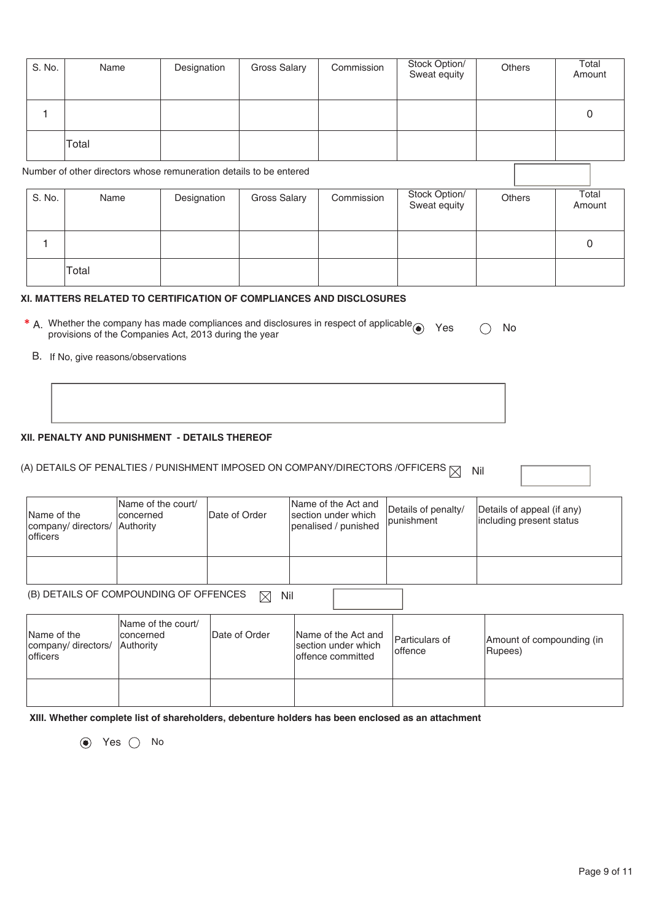| S. No. | Name | Designation | Gross Salary | Commission | Stock Option/ Sweat equity | Others | Total Amount |
|---|---|---|---|---|---|---|---|
| 1 | | | | | | | 0 |
| | Total | | | | | | |

Number of other directors whose remuneration details to be entered

| S. No. | Name | Designation | Gross Salary | Commission | Stock Option/ Sweat equity | Others | Total Amount |
|---|---|---|---|---|---|---|---|
| 1 | | | | | | | 0 |
| | Total | | | | | | |

## XI. MATTERS RELATED TO CERTIFICATION OF COMPLIANCES AND DISCLOSURES

* A. Whether the company has made compliances and disclosures in respect of applicable provisions of the Companies Act, 2013 during the year ◉ Yes ○ No

B. If No, give reasons/observations

## XII. PENALTY AND PUNISHMENT - DETAILS THEREOF

(A) DETAILS OF PENALTIES / PUNISHMENT IMPOSED ON COMPANY/DIRECTORS /OFFICERS ☒ Nil

| Name of the company/ directors/ officers | Name of the court/ concerned Authority | Date of Order | Name of the Act and section under which penalised / punished | Details of penalty/ punishment | Details of appeal (if any) including present status |
|---|---|---|---|---|---|
| | | | | | |

(B) DETAILS OF COMPOUNDING OF OFFENCES ☒ Nil

| Name of the company/ directors/ officers | Name of the court/ concerned Authority | Date of Order | Name of the Act and section under which offence committed | Particulars of offence | Amount of compounding (in Rupees) |
|---|---|---|---|---|---|
| | | | | | |

**XIII. Whether complete list of shareholders, debenture holders has been enclosed as an attachment**

◉ Yes ○ No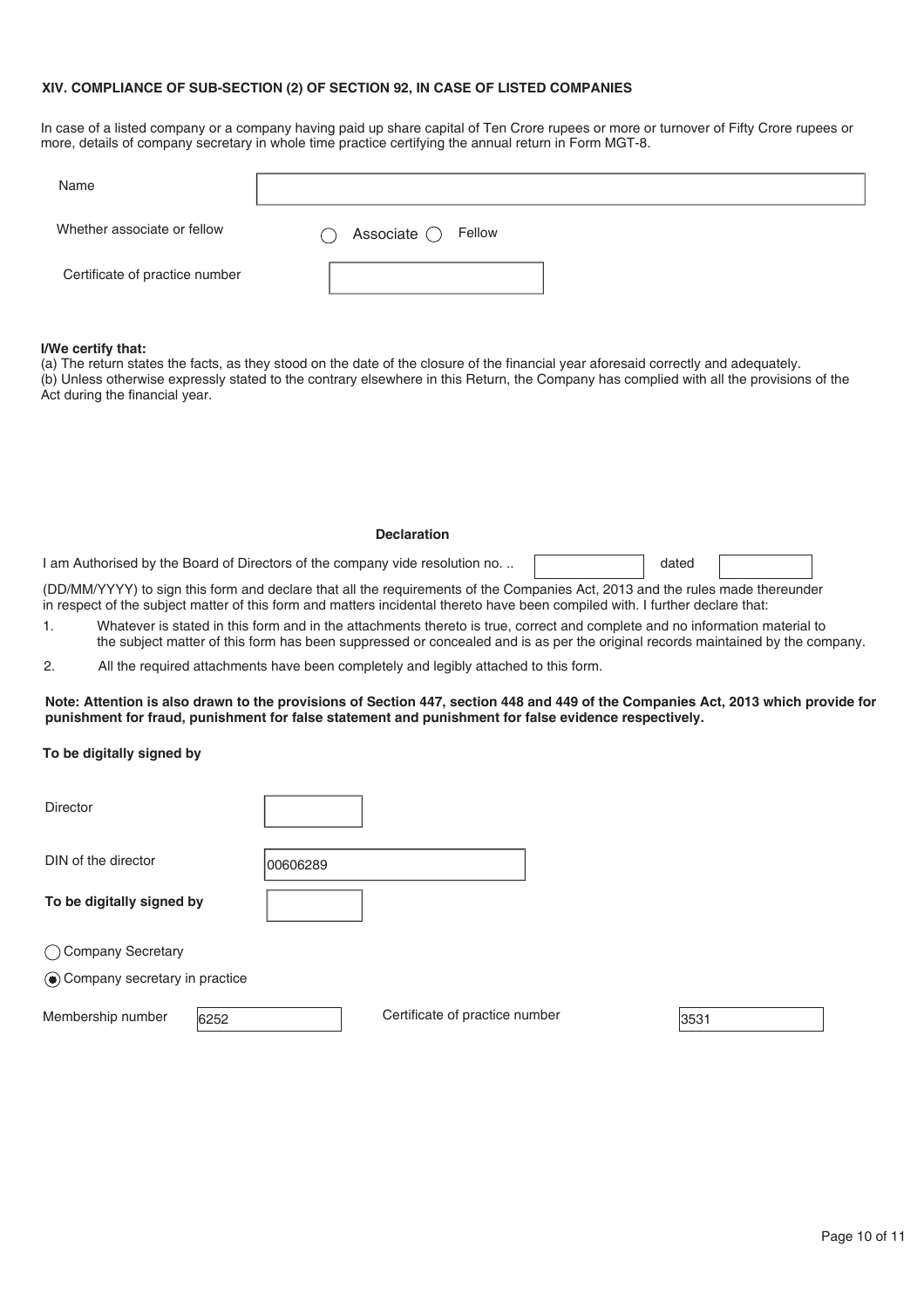### XIV. COMPLIANCE OF SUB-SECTION (2) OF SECTION 92, IN CASE OF LISTED COMPANIES

In case of a listed company or a company having paid up share capital of Ten Crore rupees or more or turnover of Fifty Crore rupees or more, details of company secretary in whole time practice certifying the annual return in Form MGT-8.

| | |
|---|---|
| Name | |
| Whether associate or fellow | ◯ Associate ◯ Fellow |
| Certificate of practice number | |

**I/We certify that:**

(a) The return states the facts, as they stood on the date of the closure of the financial year aforesaid correctly and adequately.

(b) Unless otherwise expressly stated to the contrary elsewhere in this Return, the Company has complied with all the provisions of the Act during the financial year.

**Declaration**

I am Authorised by the Board of Directors of the company vide resolution no. .. [ ] dated [ ]

(DD/MM/YYYY) to sign this form and declare that all the requirements of the Companies Act, 2013 and the rules made thereunder in respect of the subject matter of this form and matters incidental thereto have been compiled with. I further declare that:

1. Whatever is stated in this form and in the attachments thereto is true, correct and complete and no information material to the subject matter of this form has been suppressed or concealed and is as per the original records maintained by the company.
2. All the required attachments have been completely and legibly attached to this form.

**Note: Attention is also drawn to the provisions of Section 447, section 448 and 449 of the Companies Act, 2013 which provide for punishment for fraud, punishment for false statement and punishment for false evidence respectively.**

**To be digitally signed by**

| | |
|---|---|
| Director | |
| DIN of the director | 00606289 |

**To be digitally signed by**

◯ Company Secretary

◉ Company secretary in practice

| | | | |
|---|---|---|---|
| Membership number | 6252 | Certificate of practice number | 3531 |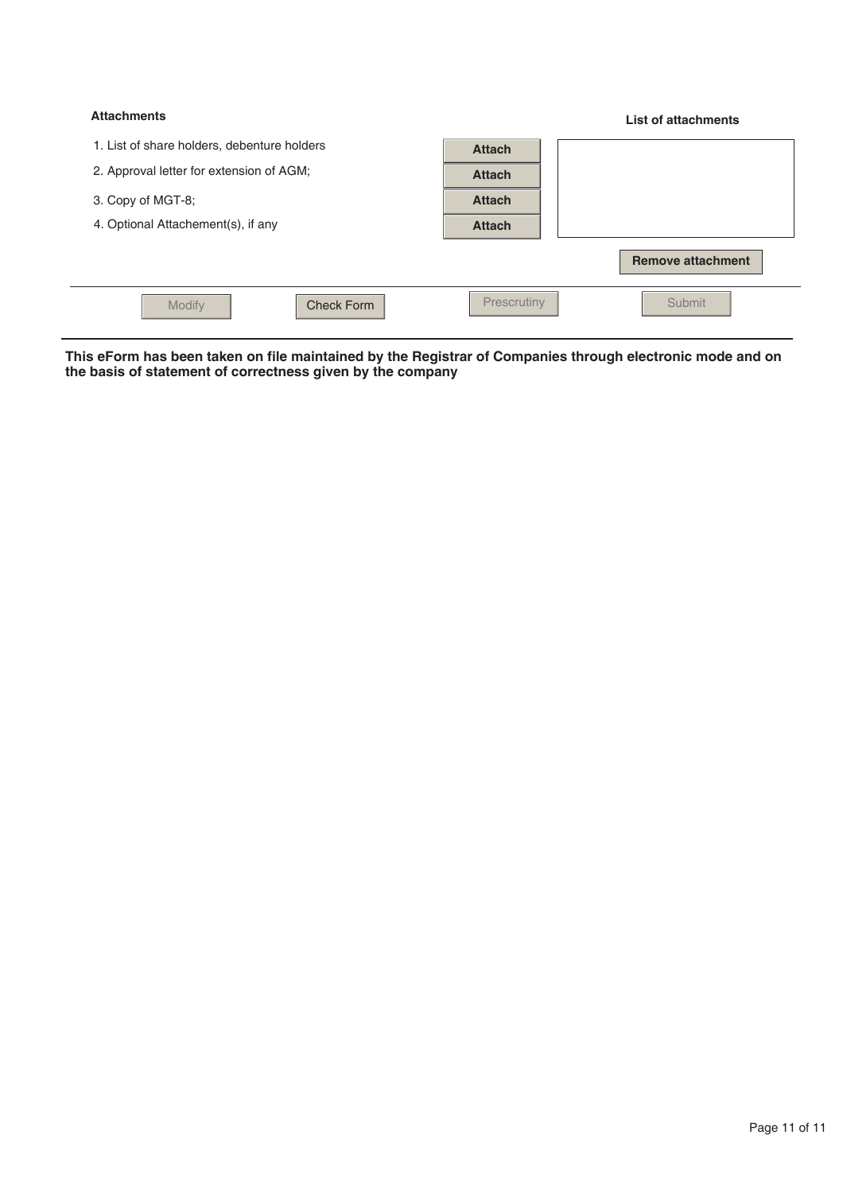**Attachments**

**List of attachments**

1. List of share holders, debenture holders
2. Approval letter for extension of AGM;
3. Copy of MGT-8;
4. Optional Attachement(s), if any

Attach

Attach

Attach

Attach

Remove attachment

Modify | Check Form | Prescrutiny | Submit

**This eForm has been taken on file maintained by the Registrar of Companies through electronic mode and on the basis of statement of correctness given by the company**